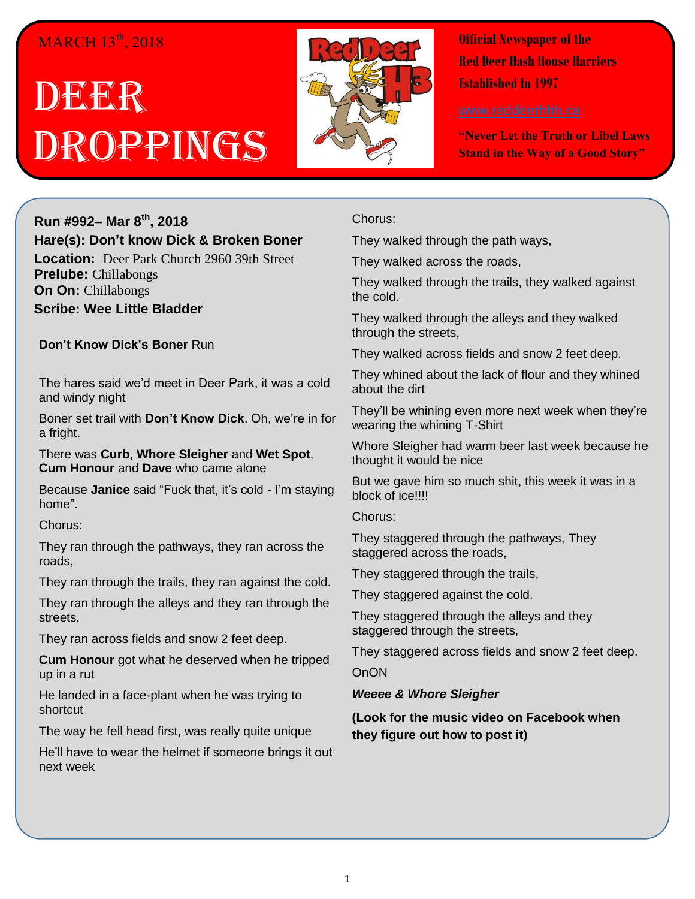MARCH 13th, 2018

# DEER DROPPINGS

**Official Newspaper of the Red Deer Hash House Harriers**
**Established In 1997**

www.reddeerhhh.ca

**"Never Let the Truth or Libel Laws Stand in the Way of a Good Story"**

**Run #992– Mar 8th, 2018**
**Hare(s): Don't know Dick & Broken Boner**
**Location:** Deer Park Church 2960 39th Street
**Prelube:** Chillabongs
**On On:** Chillabongs
**Scribe: Wee Little Bladder**

**Don't Know Dick's Boner** Run

The hares said we'd meet in Deer Park, it was a cold and windy night

Boner set trail with **Don't Know Dick**. Oh, we're in for a fright.

There was **Curb**, **Whore Sleigher** and **Wet Spot**, **Cum Honour** and **Dave** who came alone

Because **Janice** said "Fuck that, it's cold - I'm staying home".

Chorus:

They ran through the pathways, they ran across the roads,

They ran through the trails, they ran against the cold.

They ran through the alleys and they ran through the streets,

They ran across fields and snow 2 feet deep.

**Cum Honour** got what he deserved when he tripped up in a rut

He landed in a face-plant when he was trying to shortcut

The way he fell head first, was really quite unique

He'll have to wear the helmet if someone brings it out next week

Chorus:

They walked through the path ways,

They walked across the roads,

They walked through the trails, they walked against the cold.

They walked through the alleys and they walked through the streets,

They walked across fields and snow 2 feet deep.

They whined about the lack of flour and they whined about the dirt

They'll be whining even more next week when they're wearing the whining T-Shirt

Whore Sleigher had warm beer last week because he thought it would be nice

But we gave him so much shit, this week it was in a block of ice!!!!

Chorus:

They staggered through the pathways, They staggered across the roads,

They staggered through the trails,

They staggered against the cold.

They staggered through the alleys and they staggered through the streets,

They staggered across fields and snow 2 feet deep.

OnON

***Weeee & Whore Sleigher***

**(Look for the music video on Facebook when they figure out how to post it)**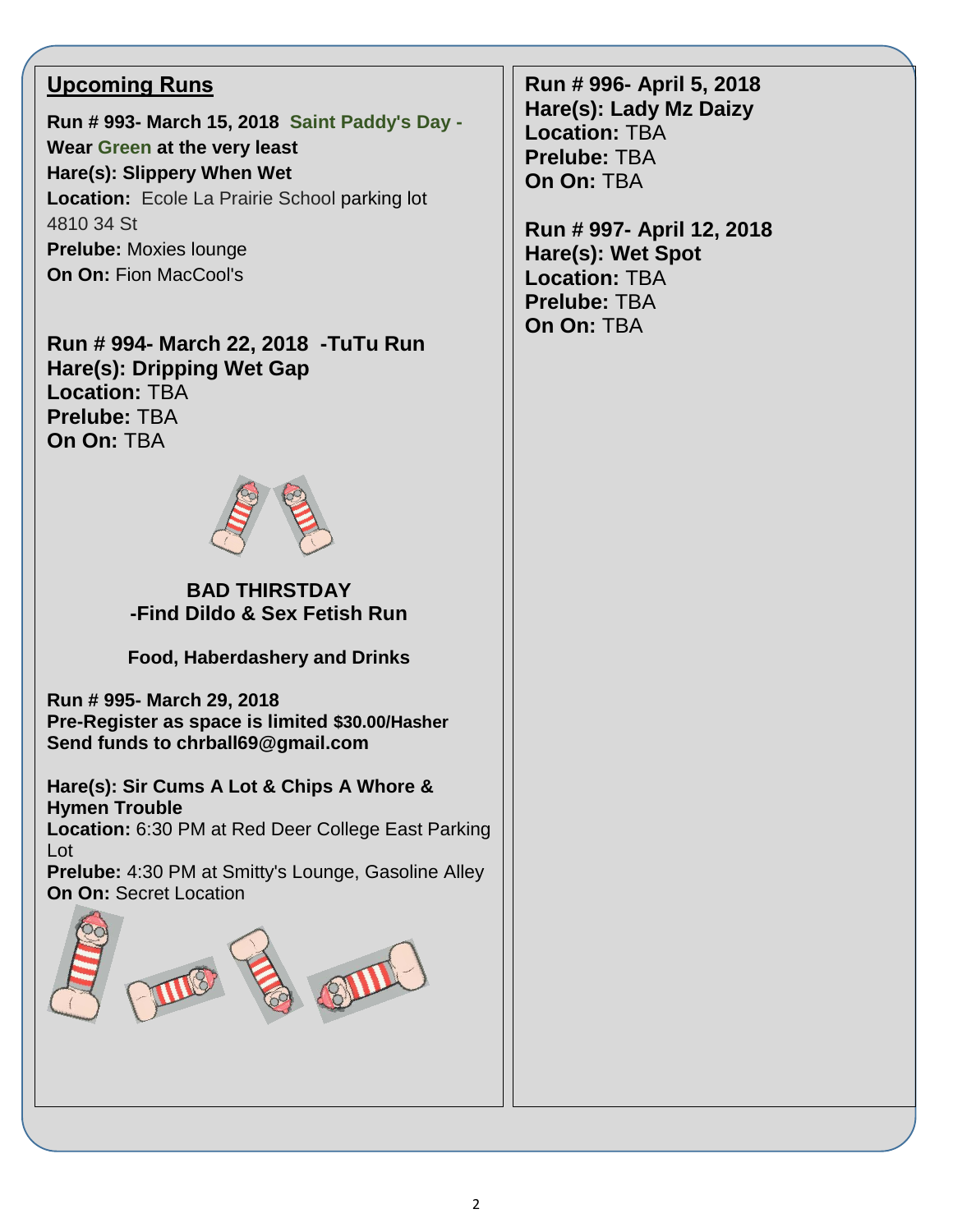## Upcoming Runs

**Run # 993- March 15, 2018 Saint Paddy's Day - Wear Green at the very least**
**Hare(s): Slippery When Wet**
**Location:** Ecole La Prairie School parking lot 4810 34 St
**Prelube:** Moxies lounge
**On On:** Fion MacCool's

**Run # 994- March 22, 2018 -TuTu Run**
**Hare(s): Dripping Wet Gap**
**Location:** TBA
**Prelube:** TBA
**On On:** TBA

**BAD THIRSTDAY**
**-Find Dildo & Sex Fetish Run**

**Food, Haberdashery and Drinks**

**Run # 995- March 29, 2018**
**Pre-Register as space is limited $30.00/Hasher**
**Send funds to chrball69@gmail.com**

**Hare(s): Sir Cums A Lot & Chips A Whore & Hymen Trouble**
**Location:** 6:30 PM at Red Deer College East Parking Lot
**Prelube:** 4:30 PM at Smitty's Lounge, Gasoline Alley
**On On:** Secret Location

**Run # 996- April 5, 2018**
**Hare(s): Lady Mz Daizy**
**Location:** TBA
**Prelube:** TBA
**On On:** TBA

**Run # 997- April 12, 2018**
**Hare(s): Wet Spot**
**Location:** TBA
**Prelube:** TBA
**On On:** TBA